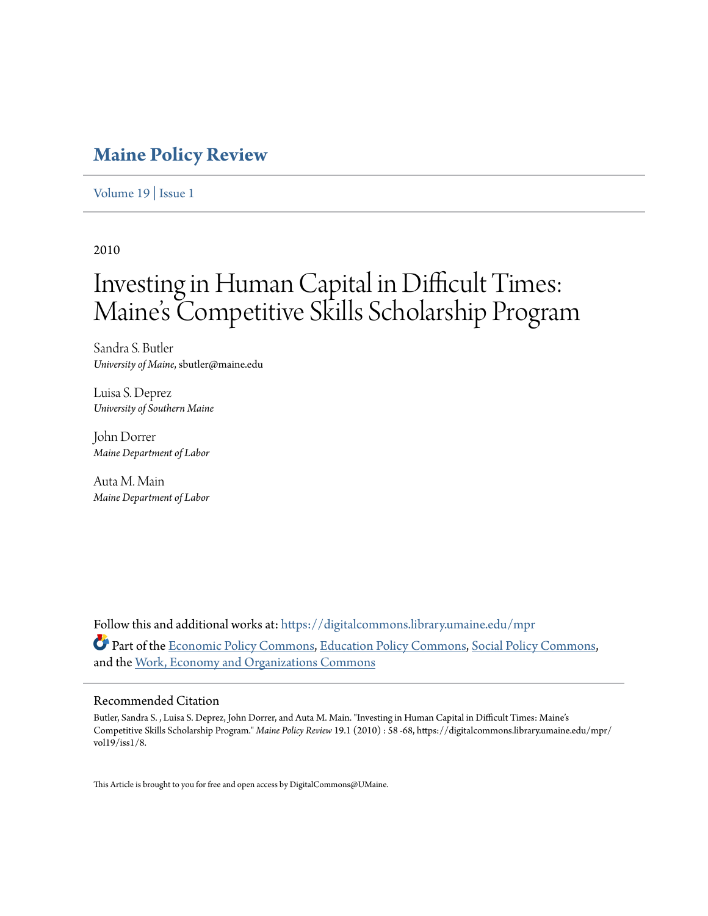# Maine Policy Review

Volume 19 | Issue 1

2010

## Investing in Human Capital in Difficult Times: Maine's Competitive Skills Scholarship Program

Sandra S. Butler
*University of Maine*, sbutler@maine.edu

Luisa S. Deprez
*University of Southern Maine*

John Dorrer
*Maine Department of Labor*

Auta M. Main
*Maine Department of Labor*

Follow this and additional works at: https://digitalcommons.library.umaine.edu/mpr

Part of the Economic Policy Commons, Education Policy Commons, Social Policy Commons, and the Work, Economy and Organizations Commons

### Recommended Citation

Butler, Sandra S. , Luisa S. Deprez, John Dorrer, and Auta M. Main. "Investing in Human Capital in Difficult Times: Maine's Competitive Skills Scholarship Program." *Maine Policy Review* 19.1 (2010) : 58 -68, https://digitalcommons.library.umaine.edu/mpr/vol19/iss1/8.

This Article is brought to you for free and open access by DigitalCommons@UMaine.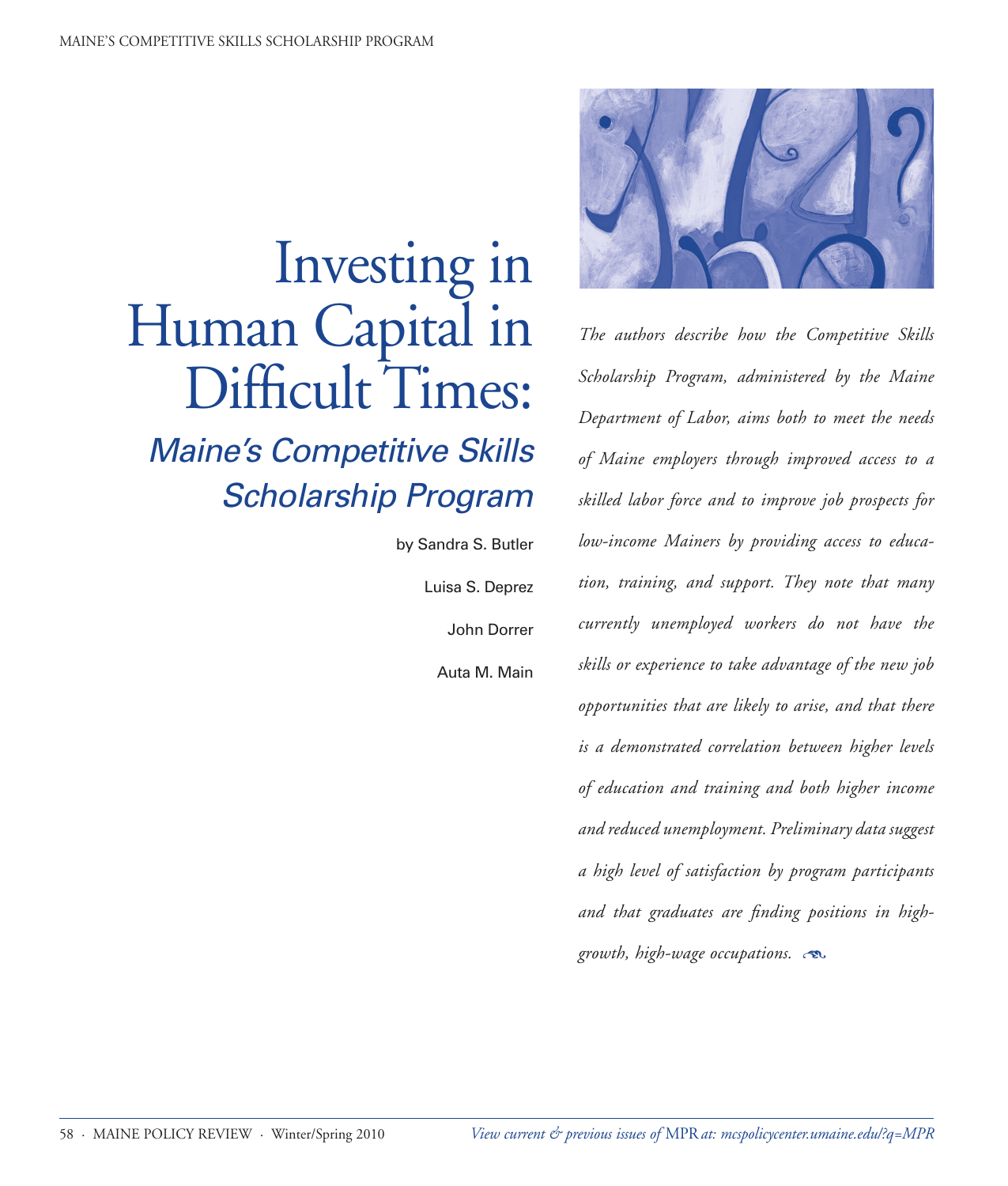# Investing in Human Capital in Difficult Times:

## *Maine's Competitive Skills Scholarship Program*

by Sandra S. Butler

Luisa S. Deprez

John Dorrer

Auta M. Main

*The authors describe how the Competitive Skills Scholarship Program, administered by the Maine Department of Labor, aims both to meet the needs of Maine employers through improved access to a skilled labor force and to improve job prospects for low-income Mainers by providing access to education, training, and support. They note that many currently unemployed workers do not have the skills or experience to take advantage of the new job opportunities that are likely to arise, and that there is a demonstrated correlation between higher levels of education and training and both higher income and reduced unemployment. Preliminary data suggest a high level of satisfaction by program participants and that graduates are finding positions in high-growth, high-wage occupations.*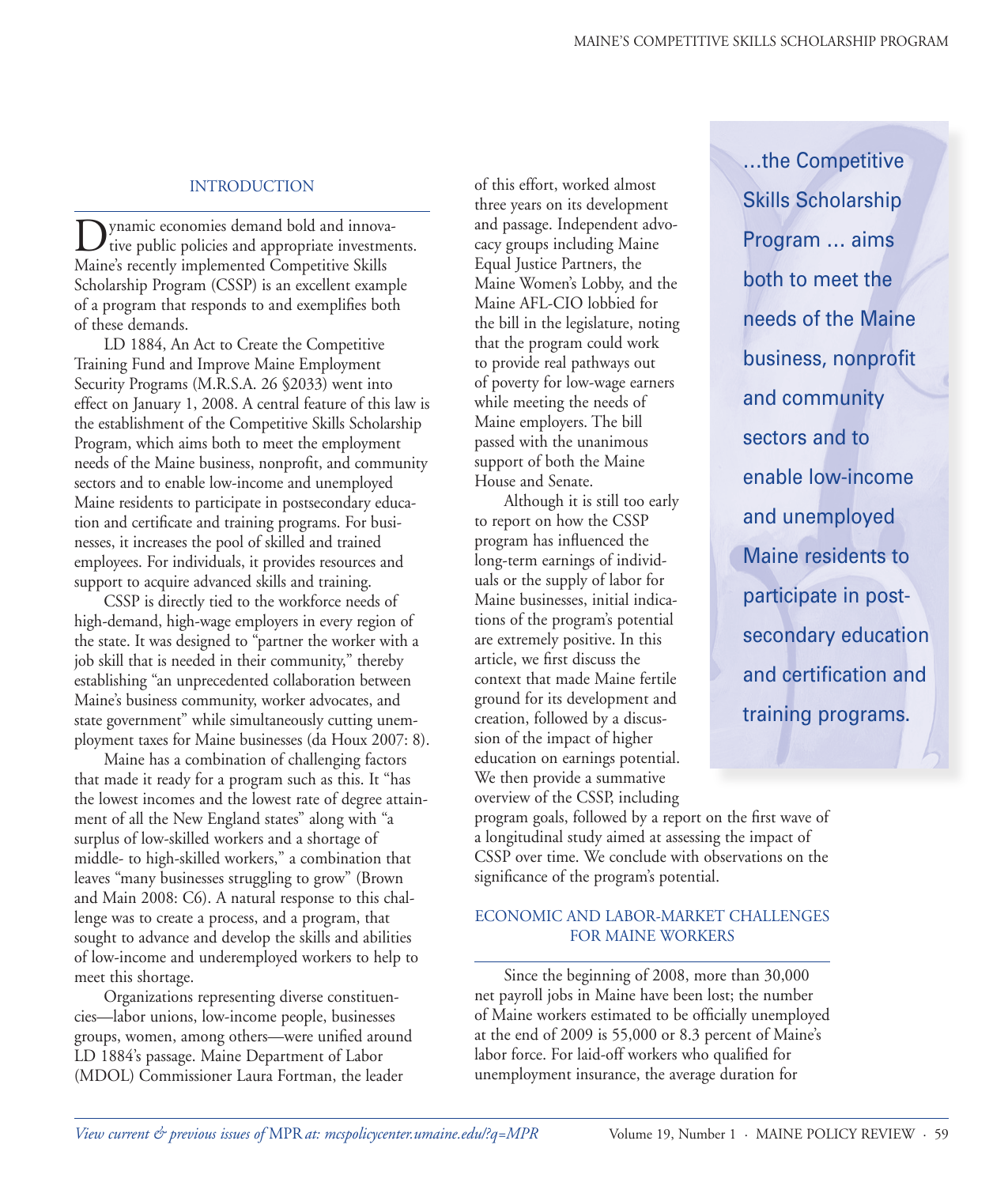## INTRODUCTION

Dynamic economies demand bold and innovative public policies and appropriate investments. Maine's recently implemented Competitive Skills Scholarship Program (CSSP) is an excellent example of a program that responds to and exemplifies both of these demands.

LD 1884, An Act to Create the Competitive Training Fund and Improve Maine Employment Security Programs (M.R.S.A. 26 §2033) went into effect on January 1, 2008. A central feature of this law is the establishment of the Competitive Skills Scholarship Program, which aims both to meet the employment needs of the Maine business, nonprofit, and community sectors and to enable low-income and unemployed Maine residents to participate in postsecondary education and certificate and training programs. For businesses, it increases the pool of skilled and trained employees. For individuals, it provides resources and support to acquire advanced skills and training.

CSSP is directly tied to the workforce needs of high-demand, high-wage employers in every region of the state. It was designed to "partner the worker with a job skill that is needed in their community," thereby establishing "an unprecedented collaboration between Maine's business community, worker advocates, and state government" while simultaneously cutting unemployment taxes for Maine businesses (da Houx 2007: 8).

Maine has a combination of challenging factors that made it ready for a program such as this. It "has the lowest incomes and the lowest rate of degree attainment of all the New England states" along with "a surplus of low-skilled workers and a shortage of middle- to high-skilled workers," a combination that leaves "many businesses struggling to grow" (Brown and Main 2008: C6). A natural response to this challenge was to create a process, and a program, that sought to advance and develop the skills and abilities of low-income and underemployed workers to help to meet this shortage.

Organizations representing diverse constituencies—labor unions, low-income people, businesses groups, women, among others—were unified around LD 1884's passage. Maine Department of Labor (MDOL) Commissioner Laura Fortman, the leader of this effort, worked almost three years on its development and passage. Independent advocacy groups including Maine Equal Justice Partners, the Maine Women's Lobby, and the Maine AFL-CIO lobbied for the bill in the legislature, noting that the program could work to provide real pathways out of poverty for low-wage earners while meeting the needs of Maine employers. The bill passed with the unanimous support of both the Maine House and Senate.

Although it is still too early to report on how the CSSP program has influenced the long-term earnings of individuals or the supply of labor for Maine businesses, initial indications of the program's potential are extremely positive. In this article, we first discuss the context that made Maine fertile ground for its development and creation, followed by a discussion of the impact of higher education on earnings potential. We then provide a summative overview of the CSSP, including program goals, followed by a report on the first wave of a longitudinal study aimed at assessing the impact of CSSP over time. We conclude with observations on the significance of the program's potential.

> ...the Competitive Skills Scholarship Program ... aims both to meet the needs of the Maine business, nonprofit and community sectors and to enable low-income and unemployed Maine residents to participate in post-secondary education and certification and training programs.

## ECONOMIC AND LABOR-MARKET CHALLENGES FOR MAINE WORKERS

Since the beginning of 2008, more than 30,000 net payroll jobs in Maine have been lost; the number of Maine workers estimated to be officially unemployed at the end of 2009 is 55,000 or 8.3 percent of Maine's labor force. For laid-off workers who qualified for unemployment insurance, the average duration for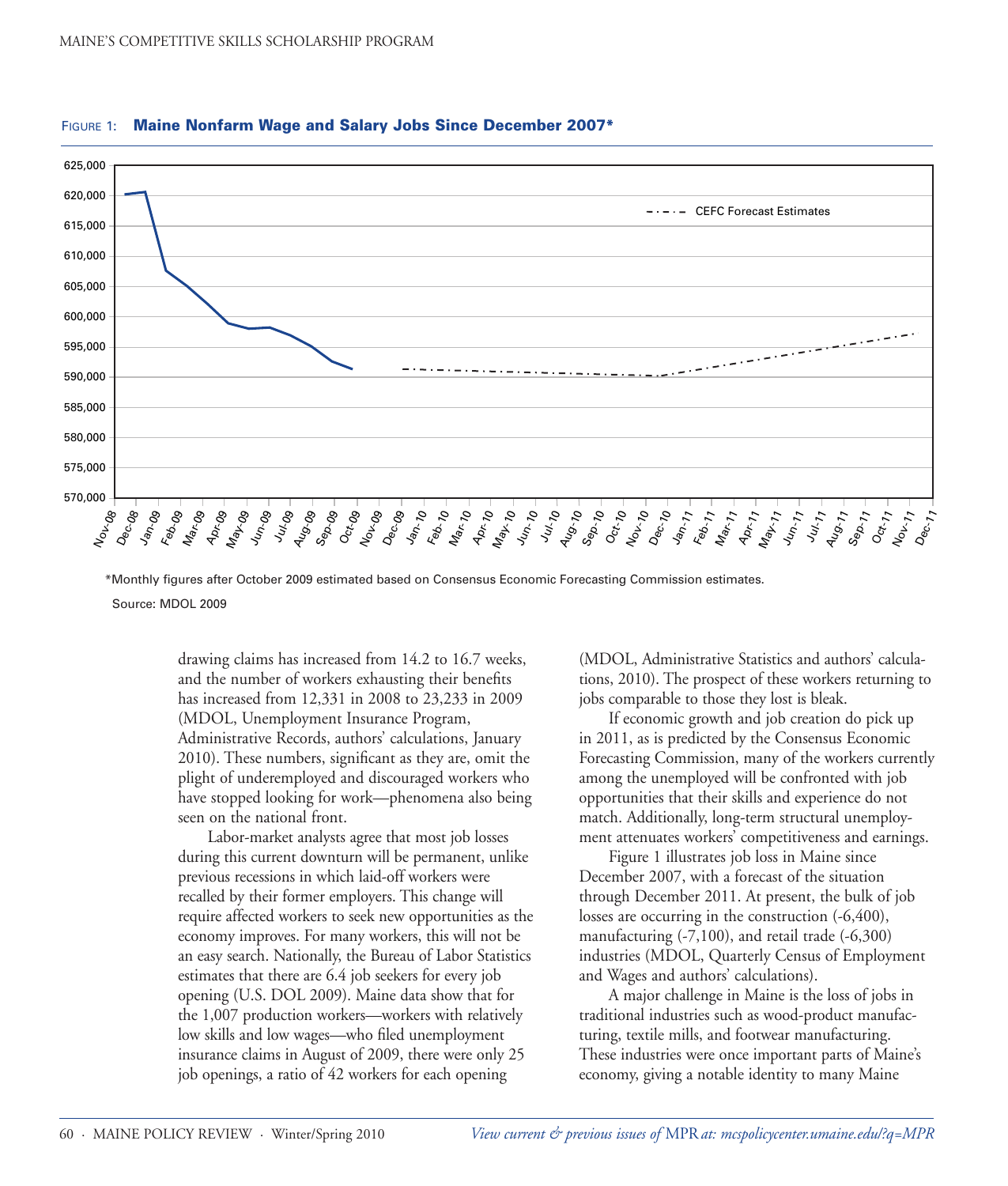Figure 1: **Maine Nonfarm Wage and Salary Jobs Since December 2007***

*Monthly figures after October 2009 estimated based on Consensus Economic Forecasting Commission estimates.

Source: MDOL 2009

drawing claims has increased from 14.2 to 16.7 weeks, and the number of workers exhausting their benefits has increased from 12,331 in 2008 to 23,233 in 2009 (MDOL, Unemployment Insurance Program, Administrative Records, authors' calculations, January 2010). These numbers, significant as they are, omit the plight of underemployed and discouraged workers who have stopped looking for work—phenomena also being seen on the national front.

Labor-market analysts agree that most job losses during this current downturn will be permanent, unlike previous recessions in which laid-off workers were recalled by their former employers. This change will require affected workers to seek new opportunities as the economy improves. For many workers, this will not be an easy search. Nationally, the Bureau of Labor Statistics estimates that there are 6.4 job seekers for every job opening (U.S. DOL 2009). Maine data show that for the 1,007 production workers—workers with relatively low skills and low wages—who filed unemployment insurance claims in August of 2009, there were only 25 job openings, a ratio of 42 workers for each opening (MDOL, Administrative Statistics and authors' calculations, 2010). The prospect of these workers returning to jobs comparable to those they lost is bleak.

If economic growth and job creation do pick up in 2011, as is predicted by the Consensus Economic Forecasting Commission, many of the workers currently among the unemployed will be confronted with job opportunities that their skills and experience do not match. Additionally, long-term structural unemployment attenuates workers' competitiveness and earnings.

Figure 1 illustrates job loss in Maine since December 2007, with a forecast of the situation through December 2011. At present, the bulk of job losses are occurring in the construction (-6,400), manufacturing (-7,100), and retail trade (-6,300) industries (MDOL, Quarterly Census of Employment and Wages and authors' calculations).

A major challenge in Maine is the loss of jobs in traditional industries such as wood-product manufacturing, textile mills, and footwear manufacturing. These industries were once important parts of Maine's economy, giving a notable identity to many Maine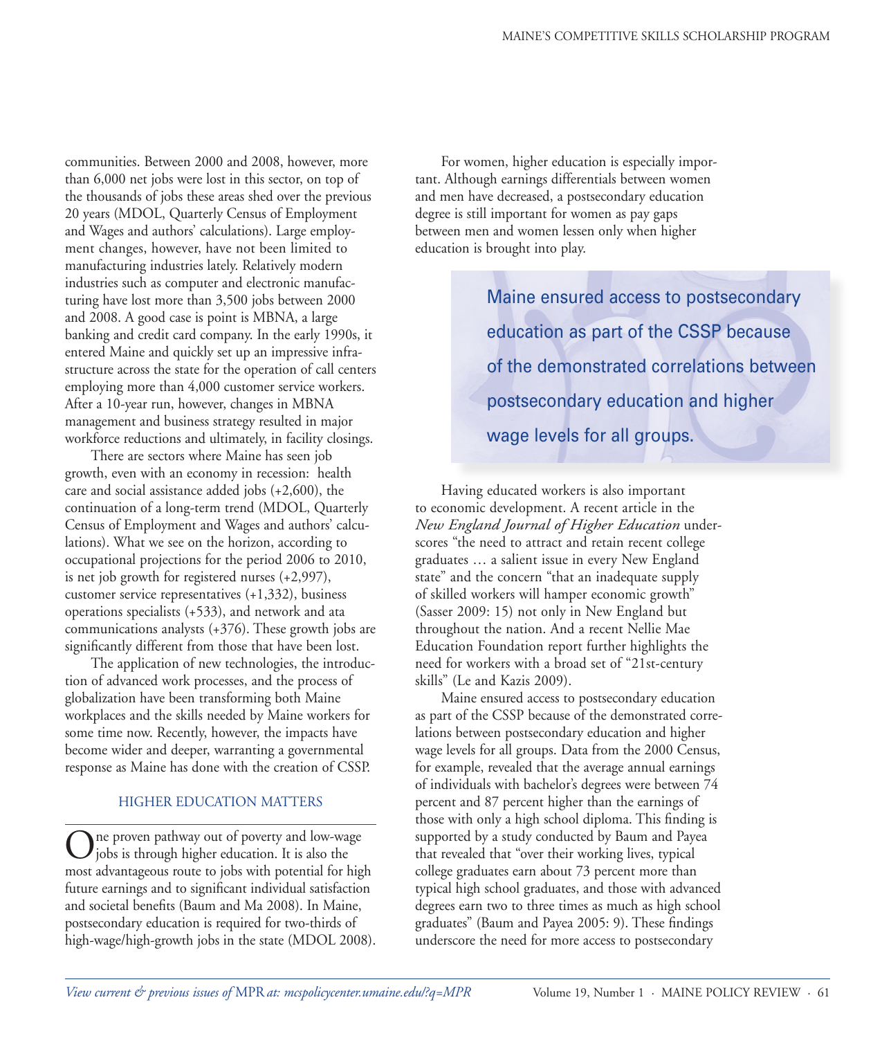communities. Between 2000 and 2008, however, more than 6,000 net jobs were lost in this sector, on top of the thousands of jobs these areas shed over the previous 20 years (MDOL, Quarterly Census of Employment and Wages and authors' calculations). Large employment changes, however, have not been limited to manufacturing industries lately. Relatively modern industries such as computer and electronic manufacturing have lost more than 3,500 jobs between 2000 and 2008. A good case is point is MBNA, a large banking and credit card company. In the early 1990s, it entered Maine and quickly set up an impressive infrastructure across the state for the operation of call centers employing more than 4,000 customer service workers. After a 10-year run, however, changes in MBNA management and business strategy resulted in major workforce reductions and ultimately, in facility closings.

There are sectors where Maine has seen job growth, even with an economy in recession: health care and social assistance added jobs (+2,600), the continuation of a long-term trend (MDOL, Quarterly Census of Employment and Wages and authors' calculations). What we see on the horizon, according to occupational projections for the period 2006 to 2010, is net job growth for registered nurses (+2,997), customer service representatives (+1,332), business operations specialists (+533), and network and ata communications analysts (+376). These growth jobs are significantly different from those that have been lost.

The application of new technologies, the introduction of advanced work processes, and the process of globalization have been transforming both Maine workplaces and the skills needed by Maine workers for some time now. Recently, however, the impacts have become wider and deeper, warranting a governmental response as Maine has done with the creation of CSSP.

## HIGHER EDUCATION MATTERS

One proven pathway out of poverty and low-wage jobs is through higher education. It is also the most advantageous route to jobs with potential for high future earnings and to significant individual satisfaction and societal benefits (Baum and Ma 2008). In Maine, postsecondary education is required for two-thirds of high-wage/high-growth jobs in the state (MDOL 2008).

For women, higher education is especially important. Although earnings differentials between women and men have decreased, a postsecondary education degree is still important for women as pay gaps between men and women lessen only when higher education is brought into play.

> Maine ensured access to postsecondary education as part of the CSSP because of the demonstrated correlations between postsecondary education and higher wage levels for all groups.

Having educated workers is also important to economic development. A recent article in the *New England Journal of Higher Education* underscores "the need to attract and retain recent college graduates … a salient issue in every New England state" and the concern "that an inadequate supply of skilled workers will hamper economic growth" (Sasser 2009: 15) not only in New England but throughout the nation. And a recent Nellie Mae Education Foundation report further highlights the need for workers with a broad set of "21st-century skills" (Le and Kazis 2009).

Maine ensured access to postsecondary education as part of the CSSP because of the demonstrated correlations between postsecondary education and higher wage levels for all groups. Data from the 2000 Census, for example, revealed that the average annual earnings of individuals with bachelor's degrees were between 74 percent and 87 percent higher than the earnings of those with only a high school diploma. This finding is supported by a study conducted by Baum and Payea that revealed that "over their working lives, typical college graduates earn about 73 percent more than typical high school graduates, and those with advanced degrees earn two to three times as much as high school graduates" (Baum and Payea 2005: 9). These findings underscore the need for more access to postsecondary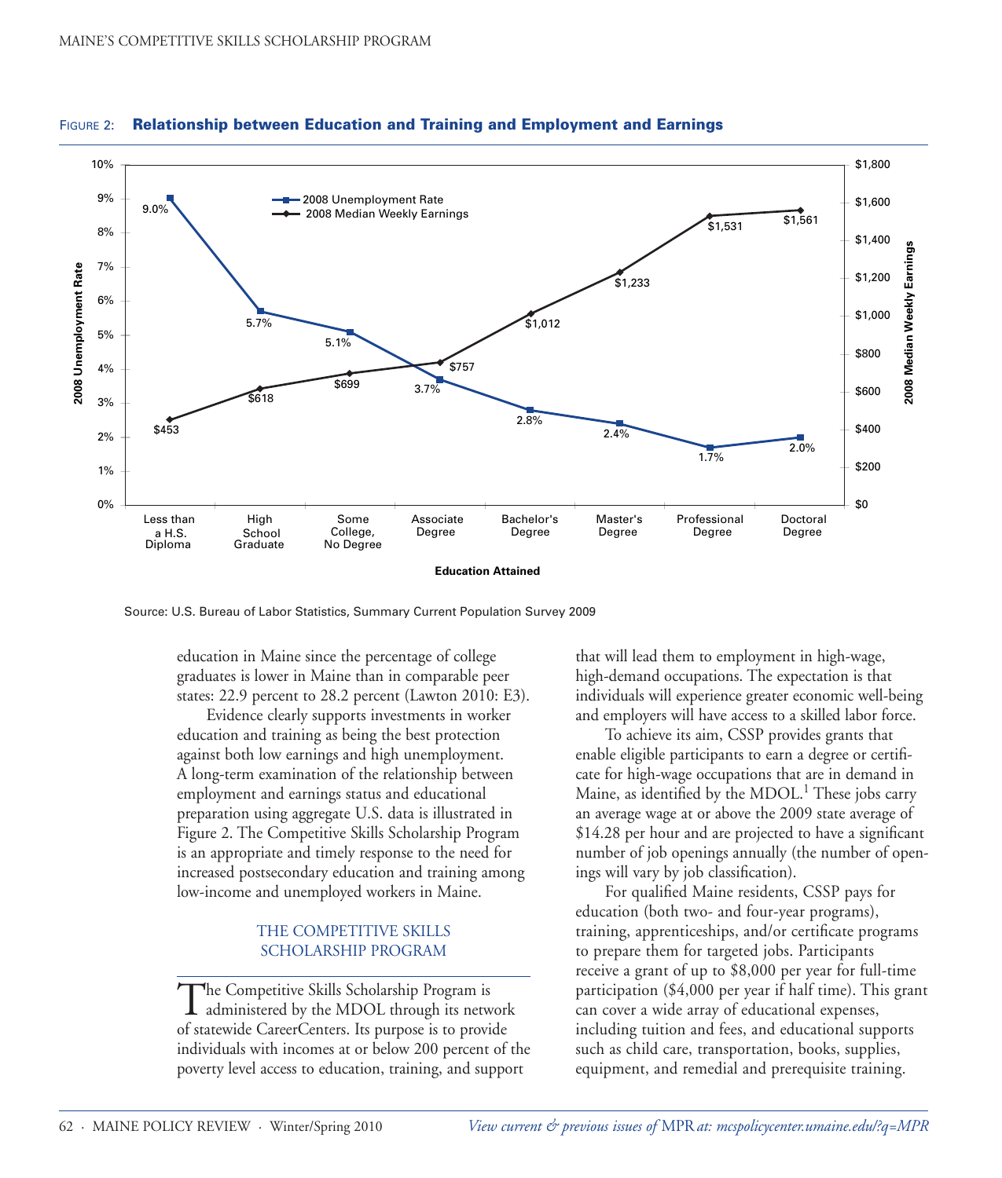**Figure 2: Relationship between Education and Training and Employment and Earnings**

| Education Attained | 2008 Unemployment Rate | 2008 Median Weekly Earnings |
|---|---|---|
| Less than a H.S. Diploma | 9.0% | $453 |
| High School Graduate | 5.7% | $618 |
| Some College, No Degree | 5.1% | $699 |
| Associate Degree | 3.7% | $757 |
| Bachelor's Degree | 2.8% | $1,012 |
| Master's Degree | 2.4% | $1,233 |
| Professional Degree | 1.7% | $1,531 |
| Doctoral Degree | 2.0% | $1,561 |

Source: U.S. Bureau of Labor Statistics, Summary Current Population Survey 2009

education in Maine since the percentage of college graduates is lower in Maine than in comparable peer states: 22.9 percent to 28.2 percent (Lawton 2010: E3).

Evidence clearly supports investments in worker education and training as being the best protection against both low earnings and high unemployment. A long-term examination of the relationship between employment and earnings status and educational preparation using aggregate U.S. data is illustrated in Figure 2. The Competitive Skills Scholarship Program is an appropriate and timely response to the need for increased postsecondary education and training among low-income and unemployed workers in Maine.

## THE COMPETITIVE SKILLS SCHOLARSHIP PROGRAM

The Competitive Skills Scholarship Program is administered by the MDOL through its network of statewide CareerCenters. Its purpose is to provide individuals with incomes at or below 200 percent of the poverty level access to education, training, and support that will lead them to employment in high-wage, high-demand occupations. The expectation is that individuals will experience greater economic well-being and employers will have access to a skilled labor force.

To achieve its aim, CSSP provides grants that enable eligible participants to earn a degree or certificate for high-wage occupations that are in demand in Maine, as identified by the MDOL.[1] These jobs carry an average wage at or above the 2009 state average of $14.28 per hour and are projected to have a significant number of job openings annually (the number of openings will vary by job classification).

For qualified Maine residents, CSSP pays for education (both two- and four-year programs), training, apprenticeships, and/or certificate programs to prepare them for targeted jobs. Participants receive a grant of up to $8,000 per year for full-time participation ($4,000 per year if half time). This grant can cover a wide array of educational expenses, including tuition and fees, and educational supports such as child care, transportation, books, supplies, equipment, and remedial and prerequisite training.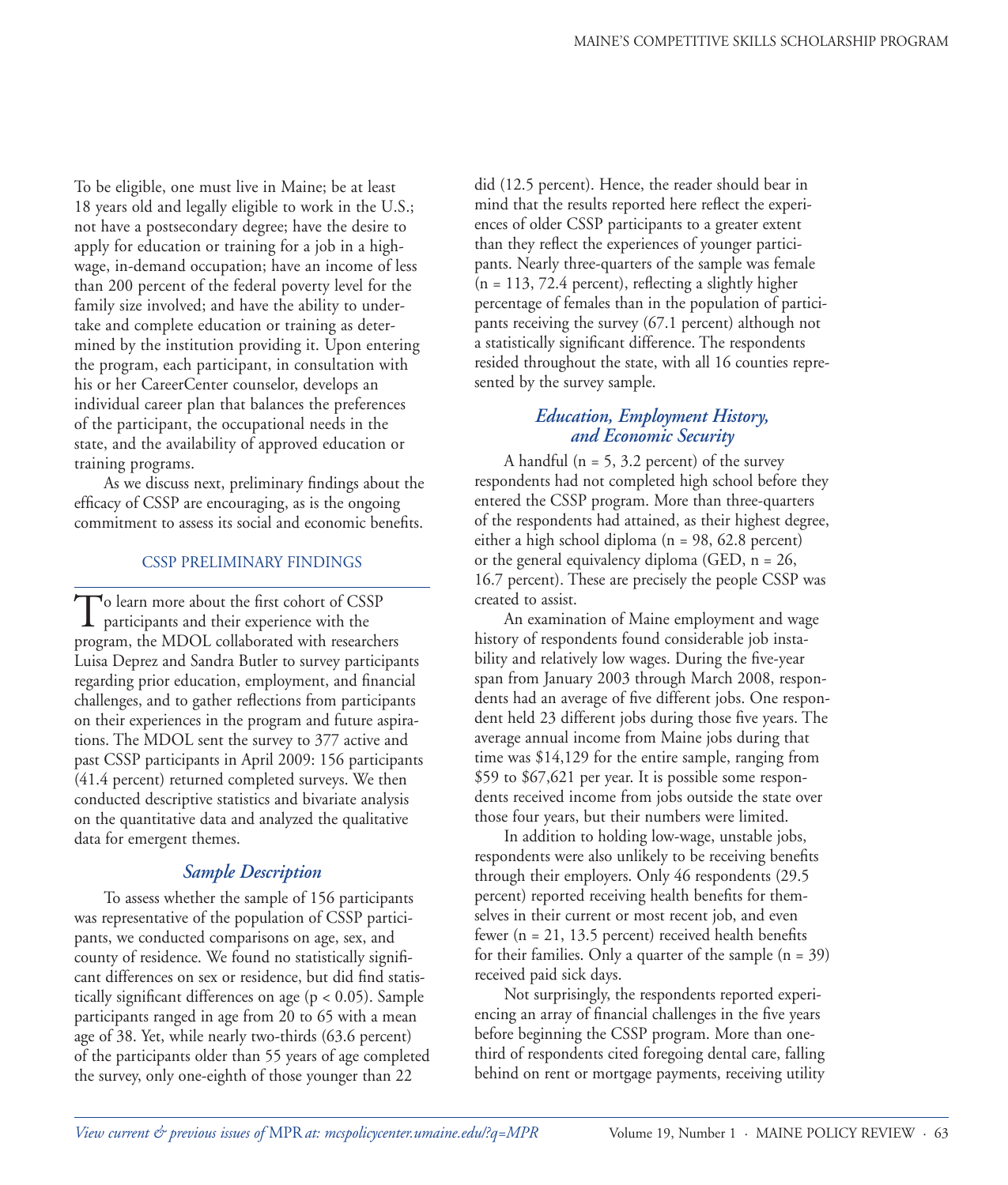To be eligible, one must live in Maine; be at least 18 years old and legally eligible to work in the U.S.; not have a postsecondary degree; have the desire to apply for education or training for a job in a high-wage, in-demand occupation; have an income of less than 200 percent of the federal poverty level for the family size involved; and have the ability to undertake and complete education or training as determined by the institution providing it. Upon entering the program, each participant, in consultation with his or her CareerCenter counselor, develops an individual career plan that balances the preferences of the participant, the occupational needs in the state, and the availability of approved education or training programs.

As we discuss next, preliminary findings about the efficacy of CSSP are encouraging, as is the ongoing commitment to assess its social and economic benefits.

## CSSP PRELIMINARY FINDINGS

To learn more about the first cohort of CSSP participants and their experience with the program, the MDOL collaborated with researchers Luisa Deprez and Sandra Butler to survey participants regarding prior education, employment, and financial challenges, and to gather reflections from participants on their experiences in the program and future aspirations. The MDOL sent the survey to 377 active and past CSSP participants in April 2009: 156 participants (41.4 percent) returned completed surveys. We then conducted descriptive statistics and bivariate analysis on the quantitative data and analyzed the qualitative data for emergent themes.

### *Sample Description*

To assess whether the sample of 156 participants was representative of the population of CSSP participants, we conducted comparisons on age, sex, and county of residence. We found no statistically significant differences on sex or residence, but did find statistically significant differences on age ($p < 0.05$). Sample participants ranged in age from 20 to 65 with a mean age of 38. Yet, while nearly two-thirds (63.6 percent) of the participants older than 55 years of age completed the survey, only one-eighth of those younger than 22 did (12.5 percent). Hence, the reader should bear in mind that the results reported here reflect the experiences of older CSSP participants to a greater extent than they reflect the experiences of younger participants. Nearly three-quarters of the sample was female (n = 113, 72.4 percent), reflecting a slightly higher percentage of females than in the population of participants receiving the survey (67.1 percent) although not a statistically significant difference. The respondents resided throughout the state, with all 16 counties represented by the survey sample.

### *Education, Employment History, and Economic Security*

A handful (n = 5, 3.2 percent) of the survey respondents had not completed high school before they entered the CSSP program. More than three-quarters of the respondents had attained, as their highest degree, either a high school diploma (n = 98, 62.8 percent) or the general equivalency diploma (GED, n = 26, 16.7 percent). These are precisely the people CSSP was created to assist.

An examination of Maine employment and wage history of respondents found considerable job instability and relatively low wages. During the five-year span from January 2003 through March 2008, respondents had an average of five different jobs. One respondent held 23 different jobs during those five years. The average annual income from Maine jobs during that time was $14,129 for the entire sample, ranging from $59 to $67,621 per year. It is possible some respondents received income from jobs outside the state over those four years, but their numbers were limited.

In addition to holding low-wage, unstable jobs, respondents were also unlikely to be receiving benefits through their employers. Only 46 respondents (29.5 percent) reported receiving health benefits for themselves in their current or most recent job, and even fewer (n = 21, 13.5 percent) received health benefits for their families. Only a quarter of the sample (n = 39) received paid sick days.

Not surprisingly, the respondents reported experiencing an array of financial challenges in the five years before beginning the CSSP program. More than one-third of respondents cited foregoing dental care, falling behind on rent or mortgage payments, receiving utility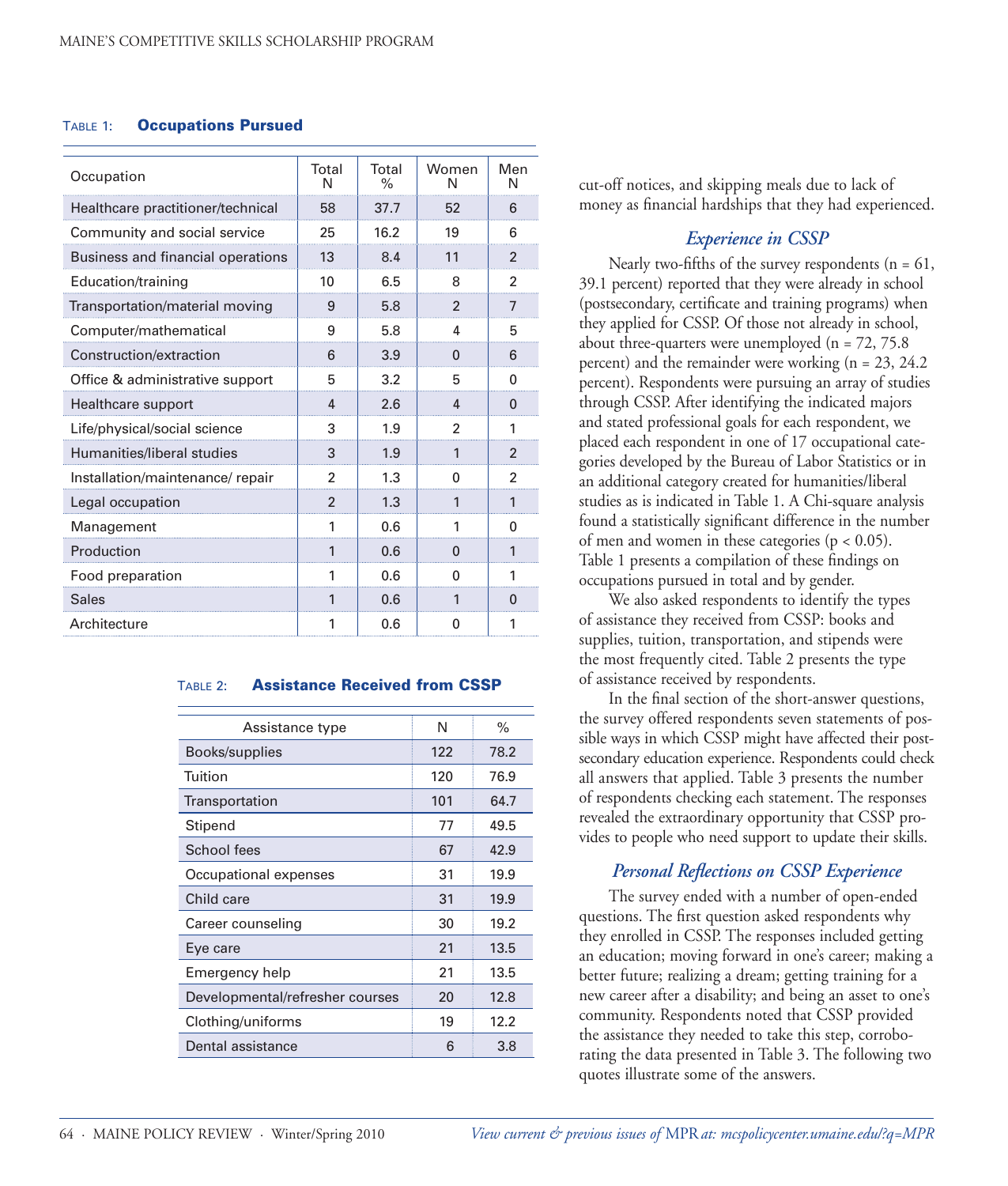**Table 1: Occupations Pursued**

| Occupation | Total N | Total % | Women N | Men N |
|---|---|---|---|---|
| Healthcare practitioner/technical | 58 | 37.7 | 52 | 6 |
| Community and social service | 25 | 16.2 | 19 | 6 |
| Business and financial operations | 13 | 8.4 | 11 | 2 |
| Education/training | 10 | 6.5 | 8 | 2 |
| Transportation/material moving | 9 | 5.8 | 2 | 7 |
| Computer/mathematical | 9 | 5.8 | 4 | 5 |
| Construction/extraction | 6 | 3.9 | 0 | 6 |
| Office & administrative support | 5 | 3.2 | 5 | 0 |
| Healthcare support | 4 | 2.6 | 4 | 0 |
| Life/physical/social science | 3 | 1.9 | 2 | 1 |
| Humanities/liberal studies | 3 | 1.9 | 1 | 2 |
| Installation/maintenance/ repair | 2 | 1.3 | 0 | 2 |
| Legal occupation | 2 | 1.3 | 1 | 1 |
| Management | 1 | 0.6 | 1 | 0 |
| Production | 1 | 0.6 | 0 | 1 |
| Food preparation | 1 | 0.6 | 0 | 1 |
| Sales | 1 | 0.6 | 1 | 0 |
| Architecture | 1 | 0.6 | 0 | 1 |

**Table 2: Assistance Received from CSSP**

| Assistance type | N | % |
|---|---|---|
| Books/supplies | 122 | 78.2 |
| Tuition | 120 | 76.9 |
| Transportation | 101 | 64.7 |
| Stipend | 77 | 49.5 |
| School fees | 67 | 42.9 |
| Occupational expenses | 31 | 19.9 |
| Child care | 31 | 19.9 |
| Career counseling | 30 | 19.2 |
| Eye care | 21 | 13.5 |
| Emergency help | 21 | 13.5 |
| Developmental/refresher courses | 20 | 12.8 |
| Clothing/uniforms | 19 | 12.2 |
| Dental assistance | 6 | 3.8 |

cut-off notices, and skipping meals due to lack of money as financial hardships that they had experienced.

### *Experience in CSSP*

Nearly two-fifths of the survey respondents (n = 61, 39.1 percent) reported that they were already in school (postsecondary, certificate and training programs) when they applied for CSSP. Of those not already in school, about three-quarters were unemployed (n = 72, 75.8 percent) and the remainder were working (n = 23, 24.2 percent). Respondents were pursuing an array of studies through CSSP. After identifying the indicated majors and stated professional goals for each respondent, we placed each respondent in one of 17 occupational categories developed by the Bureau of Labor Statistics or in an additional category created for humanities/liberal studies as is indicated in Table 1. A Chi-square analysis found a statistically significant difference in the number of men and women in these categories ($p < 0.05$). Table 1 presents a compilation of these findings on occupations pursued in total and by gender.

We also asked respondents to identify the types of assistance they received from CSSP: books and supplies, tuition, transportation, and stipends were the most frequently cited. Table 2 presents the type of assistance received by respondents.

In the final section of the short-answer questions, the survey offered respondents seven statements of possible ways in which CSSP might have affected their postsecondary education experience. Respondents could check all answers that applied. Table 3 presents the number of respondents checking each statement. The responses revealed the extraordinary opportunity that CSSP provides to people who need support to update their skills.

### *Personal Reflections on CSSP Experience*

The survey ended with a number of open-ended questions. The first question asked respondents why they enrolled in CSSP. The responses included getting an education; moving forward in one's career; making a better future; realizing a dream; getting training for a new career after a disability; and being an asset to one's community. Respondents noted that CSSP provided the assistance they needed to take this step, corroborating the data presented in Table 3. The following two quotes illustrate some of the answers.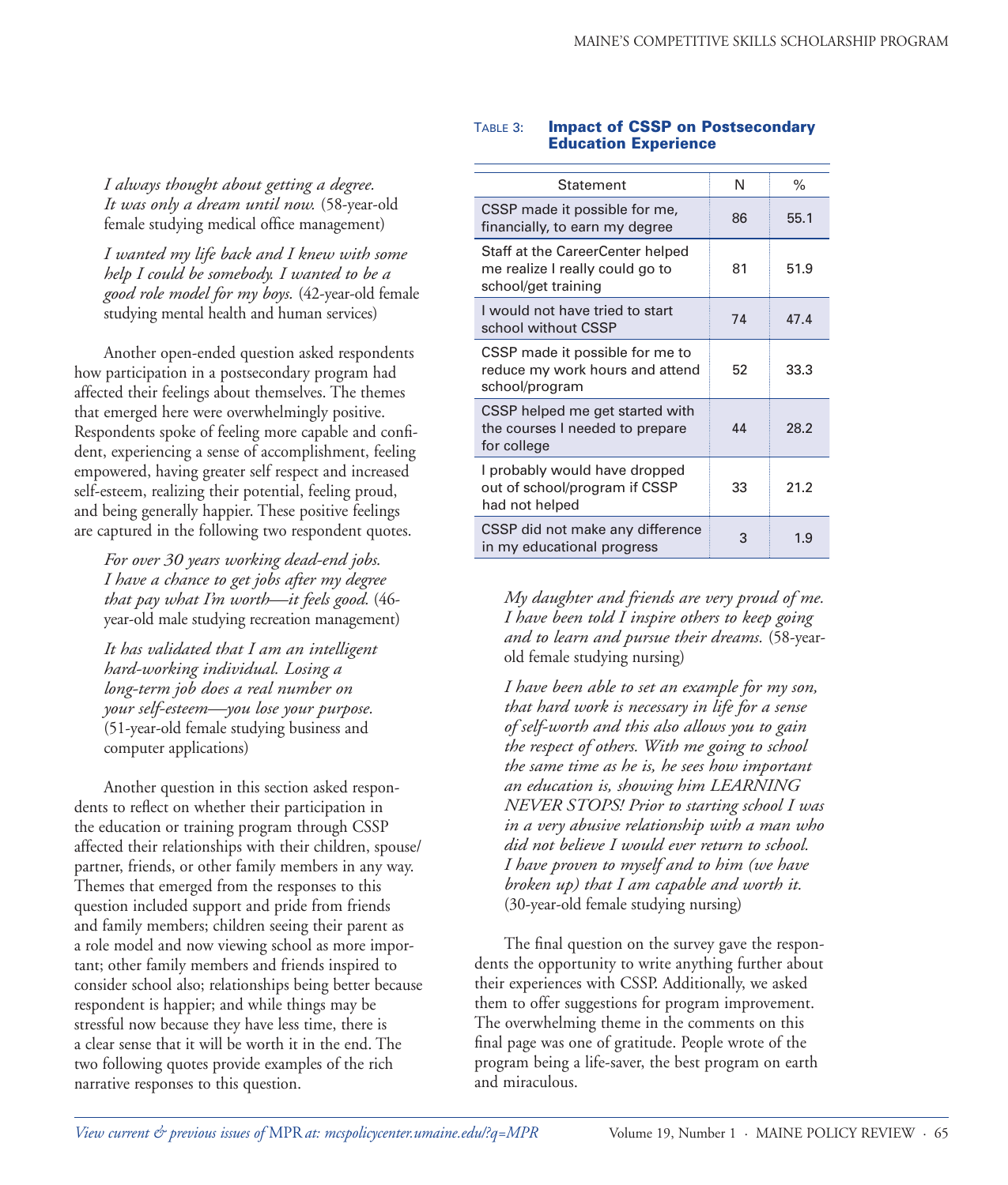*I always thought about getting a degree. It was only a dream until now.* (58-year-old female studying medical office management)

*I wanted my life back and I knew with some help I could be somebody. I wanted to be a good role model for my boys.* (42-year-old female studying mental health and human services)

Another open-ended question asked respondents how participation in a postsecondary program had affected their feelings about themselves. The themes that emerged here were overwhelmingly positive. Respondents spoke of feeling more capable and confident, experiencing a sense of accomplishment, feeling empowered, having greater self respect and increased self-esteem, realizing their potential, feeling proud, and being generally happier. These positive feelings are captured in the following two respondent quotes.

*For over 30 years working dead-end jobs. I have a chance to get jobs after my degree that pay what I'm worth—it feels good.* (46-year-old male studying recreation management)

*It has validated that I am an intelligent hard-working individual. Losing a long-term job does a real number on your self-esteem—you lose your purpose.* (51-year-old female studying business and computer applications)

Another question in this section asked respondents to reflect on whether their participation in the education or training program through CSSP affected their relationships with their children, spouse/partner, friends, or other family members in any way. Themes that emerged from the responses to this question included support and pride from friends and family members; children seeing their parent as a role model and now viewing school as more important; other family members and friends inspired to consider school also; relationships being better because respondent is happier; and while things may be stressful now because they have less time, there is a clear sense that it will be worth it in the end. The two following quotes provide examples of the rich narrative responses to this question.

**Table 3: Impact of CSSP on Postsecondary Education Experience**

| Statement | N | % |
|---|---|---|
| CSSP made it possible for me, financially, to earn my degree | 86 | 55.1 |
| Staff at the CareerCenter helped me realize I really could go to school/get training | 81 | 51.9 |
| I would not have tried to start school without CSSP | 74 | 47.4 |
| CSSP made it possible for me to reduce my work hours and attend school/program | 52 | 33.3 |
| CSSP helped me get started with the courses I needed to prepare for college | 44 | 28.2 |
| I probably would have dropped out of school/program if CSSP had not helped | 33 | 21.2 |
| CSSP did not make any difference in my educational progress | 3 | 1.9 |

*My daughter and friends are very proud of me. I have been told I inspire others to keep going and to learn and pursue their dreams.* (58-year-old female studying nursing)

*I have been able to set an example for my son, that hard work is necessary in life for a sense of self-worth and this also allows you to gain the respect of others. With me going to school the same time as he is, he sees how important an education is, showing him LEARNING NEVER STOPS! Prior to starting school I was in a very abusive relationship with a man who did not believe I would ever return to school. I have proven to myself and to him (we have broken up) that I am capable and worth it.* (30-year-old female studying nursing)

The final question on the survey gave the respondents the opportunity to write anything further about their experiences with CSSP. Additionally, we asked them to offer suggestions for program improvement. The overwhelming theme in the comments on this final page was one of gratitude. People wrote of the program being a life-saver, the best program on earth and miraculous.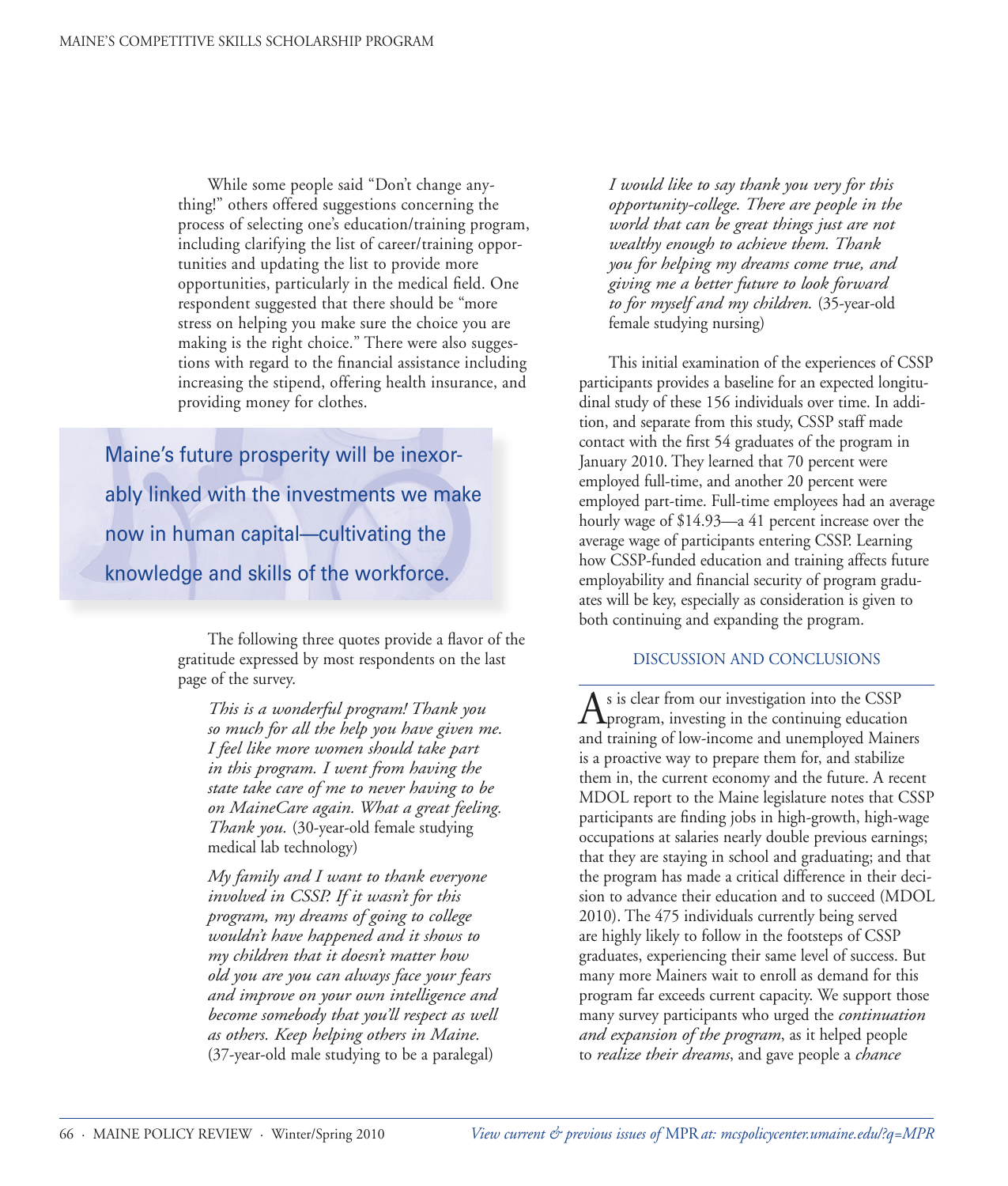While some people said "Don't change anything!" others offered suggestions concerning the process of selecting one's education/training program, including clarifying the list of career/training opportunities and updating the list to provide more opportunities, particularly in the medical field. One respondent suggested that there should be "more stress on helping you make sure the choice you are making is the right choice." There were also suggestions with regard to the financial assistance including increasing the stipend, offering health insurance, and providing money for clothes.

> Maine's future prosperity will be inexorably linked with the investments we make now in human capital—cultivating the knowledge and skills of the workforce.

The following three quotes provide a flavor of the gratitude expressed by most respondents on the last page of the survey.

> *This is a wonderful program! Thank you so much for all the help you have given me. I feel like more women should take part in this program. I went from having the state take care of me to never having to be on MaineCare again. What a great feeling. Thank you.* (30-year-old female studying medical lab technology)

> *My family and I want to thank everyone involved in CSSP. If it wasn't for this program, my dreams of going to college wouldn't have happened and it shows to my children that it doesn't matter how old you are you can always face your fears and improve on your own intelligence and become somebody that you'll respect as well as others. Keep helping others in Maine.* (37-year-old male studying to be a paralegal)

> *I would like to say thank you very for this opportunity-college. There are people in the world that can be great things just are not wealthy enough to achieve them. Thank you for helping my dreams come true, and giving me a better future to look forward to for myself and my children.* (35-year-old female studying nursing)

This initial examination of the experiences of CSSP participants provides a baseline for an expected longitudinal study of these 156 individuals over time. In addition, and separate from this study, CSSP staff made contact with the first 54 graduates of the program in January 2010. They learned that 70 percent were employed full-time, and another 20 percent were employed part-time. Full-time employees had an average hourly wage of $14.93—a 41 percent increase over the average wage of participants entering CSSP. Learning how CSSP-funded education and training affects future employability and financial security of program graduates will be key, especially as consideration is given to both continuing and expanding the program.

## DISCUSSION AND CONCLUSIONS

As is clear from our investigation into the CSSP program, investing in the continuing education and training of low-income and unemployed Mainers is a proactive way to prepare them for, and stabilize them in, the current economy and the future. A recent MDOL report to the Maine legislature notes that CSSP participants are finding jobs in high-growth, high-wage occupations at salaries nearly double previous earnings; that they are staying in school and graduating; and that the program has made a critical difference in their decision to advance their education and to succeed (MDOL 2010). The 475 individuals currently being served are highly likely to follow in the footsteps of CSSP graduates, experiencing their same level of success. But many more Mainers wait to enroll as demand for this program far exceeds current capacity. We support those many survey participants who urged the *continuation and expansion of the program*, as it helped people to *realize their dreams*, and gave people a *chance*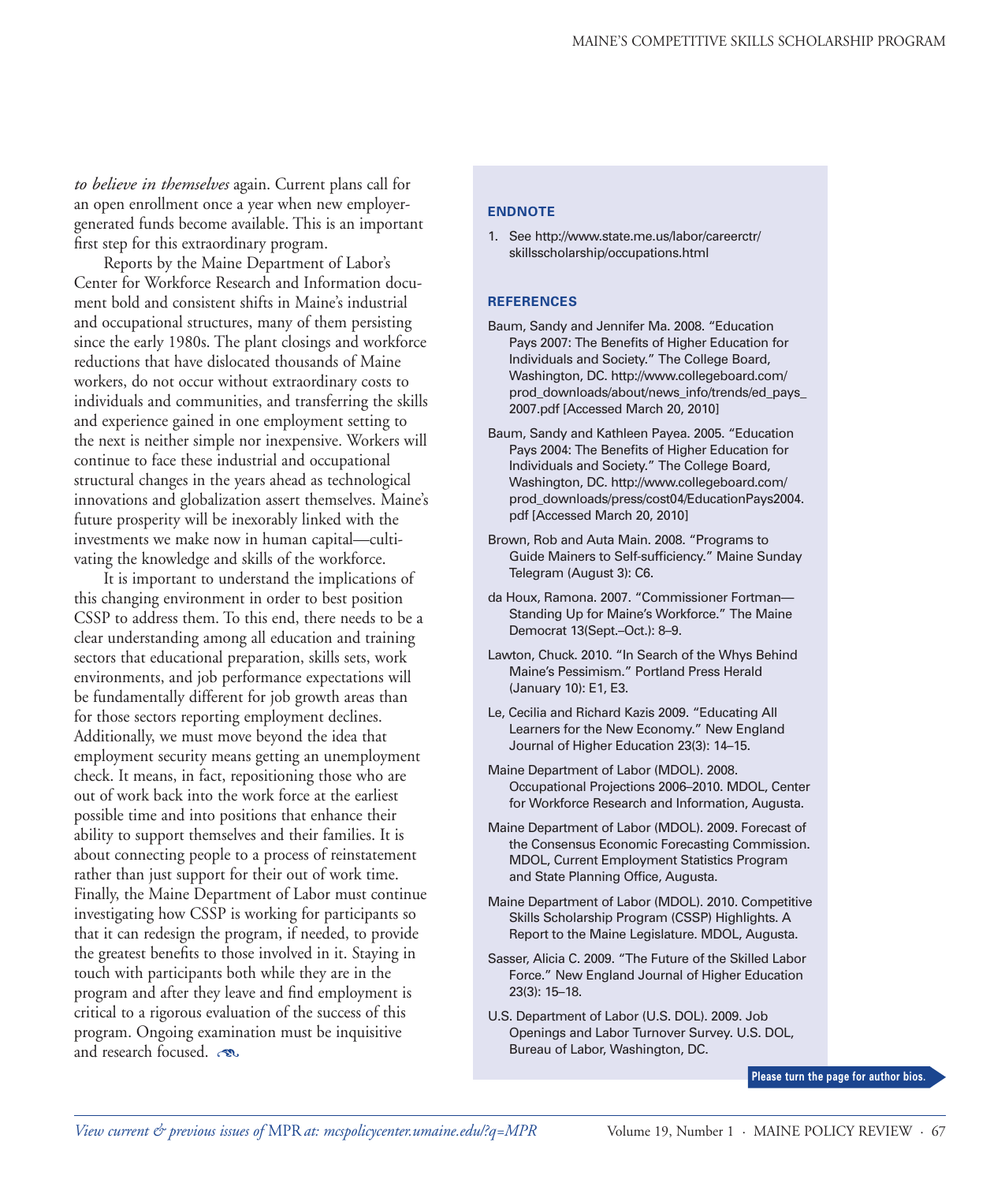*to believe in themselves* again. Current plans call for an open enrollment once a year when new employer-generated funds become available. This is an important first step for this extraordinary program.

Reports by the Maine Department of Labor's Center for Workforce Research and Information document bold and consistent shifts in Maine's industrial and occupational structures, many of them persisting since the early 1980s. The plant closings and workforce reductions that have dislocated thousands of Maine workers, do not occur without extraordinary costs to individuals and communities, and transferring the skills and experience gained in one employment setting to the next is neither simple nor inexpensive. Workers will continue to face these industrial and occupational structural changes in the years ahead as technological innovations and globalization assert themselves. Maine's future prosperity will be inexorably linked with the investments we make now in human capital—cultivating the knowledge and skills of the workforce.

It is important to understand the implications of this changing environment in order to best position CSSP to address them. To this end, there needs to be a clear understanding among all education and training sectors that educational preparation, skills sets, work environments, and job performance expectations will be fundamentally different for job growth areas than for those sectors reporting employment declines. Additionally, we must move beyond the idea that employment security means getting an unemployment check. It means, in fact, repositioning those who are out of work back into the work force at the earliest possible time and into positions that enhance their ability to support themselves and their families. It is about connecting people to a process of reinstatement rather than just support for their out of work time. Finally, the Maine Department of Labor must continue investigating how CSSP is working for participants so that it can redesign the program, if needed, to provide the greatest benefits to those involved in it. Staying in touch with participants both while they are in the program and after they leave and find employment is critical to a rigorous evaluation of the success of this program. Ongoing examination must be inquisitive and research focused.

## ENDNOTE

1. See http://www.state.me.us/labor/careerctr/skillsscholarship/occupations.html

## REFERENCES

Baum, Sandy and Jennifer Ma. 2008. "Education Pays 2007: The Benefits of Higher Education for Individuals and Society." The College Board, Washington, DC. http://www.collegeboard.com/prod_downloads/about/news_info/trends/ed_pays_2007.pdf [Accessed March 20, 2010]

Baum, Sandy and Kathleen Payea. 2005. "Education Pays 2004: The Benefits of Higher Education for Individuals and Society." The College Board, Washington, DC. http://www.collegeboard.com/prod_downloads/press/cost04/EducationPays2004.pdf [Accessed March 20, 2010]

Brown, Rob and Auta Main. 2008. "Programs to Guide Mainers to Self-sufficiency." Maine Sunday Telegram (August 3): C6.

da Houx, Ramona. 2007. "Commissioner Fortman—Standing Up for Maine's Workforce." The Maine Democrat 13(Sept.–Oct.): 8–9.

Lawton, Chuck. 2010. "In Search of the Whys Behind Maine's Pessimism." Portland Press Herald (January 10): E1, E3.

Le, Cecilia and Richard Kazis 2009. "Educating All Learners for the New Economy." New England Journal of Higher Education 23(3): 14–15.

Maine Department of Labor (MDOL). 2008. Occupational Projections 2006–2010. MDOL, Center for Workforce Research and Information, Augusta.

Maine Department of Labor (MDOL). 2009. Forecast of the Consensus Economic Forecasting Commission. MDOL, Current Employment Statistics Program and State Planning Office, Augusta.

Maine Department of Labor (MDOL). 2010. Competitive Skills Scholarship Program (CSSP) Highlights. A Report to the Maine Legislature. MDOL, Augusta.

Sasser, Alicia C. 2009. "The Future of the Skilled Labor Force." New England Journal of Higher Education 23(3): 15–18.

U.S. Department of Labor (U.S. DOL). 2009. Job Openings and Labor Turnover Survey. U.S. DOL, Bureau of Labor, Washington, DC.

**Please turn the page for author bios.**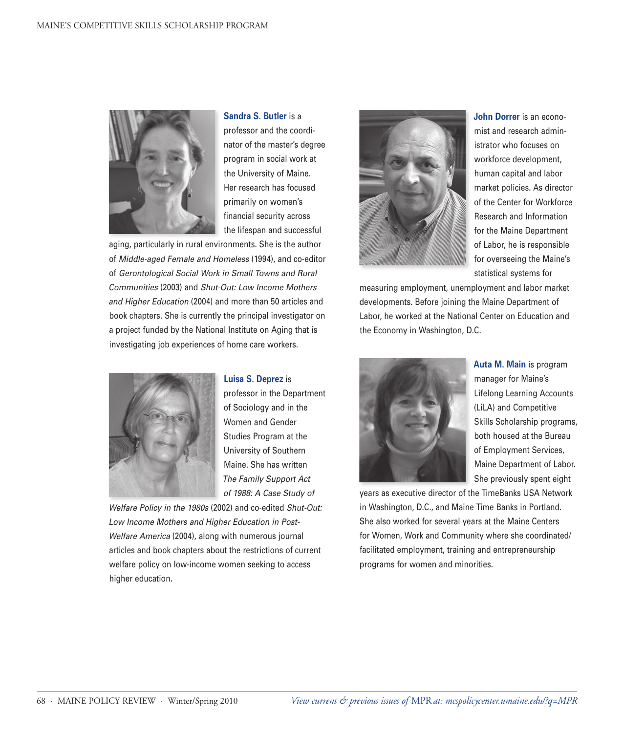**Sandra S. Butler** is a professor and the coordinator of the master's degree program in social work at the University of Maine. Her research has focused primarily on women's financial security across the lifespan and successful aging, particularly in rural environments. She is the author of *Middle-aged Female and Homeless* (1994), and co-editor of *Gerontological Social Work in Small Towns and Rural Communities* (2003) and *Shut-Out: Low Income Mothers and Higher Education* (2004) and more than 50 articles and book chapters. She is currently the principal investigator on a project funded by the National Institute on Aging that is investigating job experiences of home care workers.

**Luisa S. Deprez** is professor in the Department of Sociology and in the Women and Gender Studies Program at the University of Southern Maine. She has written *The Family Support Act of 1988: A Case Study of Welfare Policy in the 1980s* (2002) and co-edited *Shut-Out: Low Income Mothers and Higher Education in Post-Welfare America* (2004), along with numerous journal articles and book chapters about the restrictions of current welfare policy on low-income women seeking to access higher education.

**John Dorrer** is an economist and research administrator who focuses on workforce development, human capital and labor market policies. As director of the Center for Workforce Research and Information for the Maine Department of Labor, he is responsible for overseeing the Maine's statistical systems for measuring employment, unemployment and labor market developments. Before joining the Maine Department of Labor, he worked at the National Center on Education and the Economy in Washington, D.C.

**Auta M. Main** is program manager for Maine's Lifelong Learning Accounts (LiLA) and Competitive Skills Scholarship programs, both housed at the Bureau of Employment Services, Maine Department of Labor. She previously spent eight years as executive director of the TimeBanks USA Network in Washington, D.C., and Maine Time Banks in Portland. She also worked for several years at the Maine Centers for Women, Work and Community where she coordinated/facilitated employment, training and entrepreneurship programs for women and minorities.